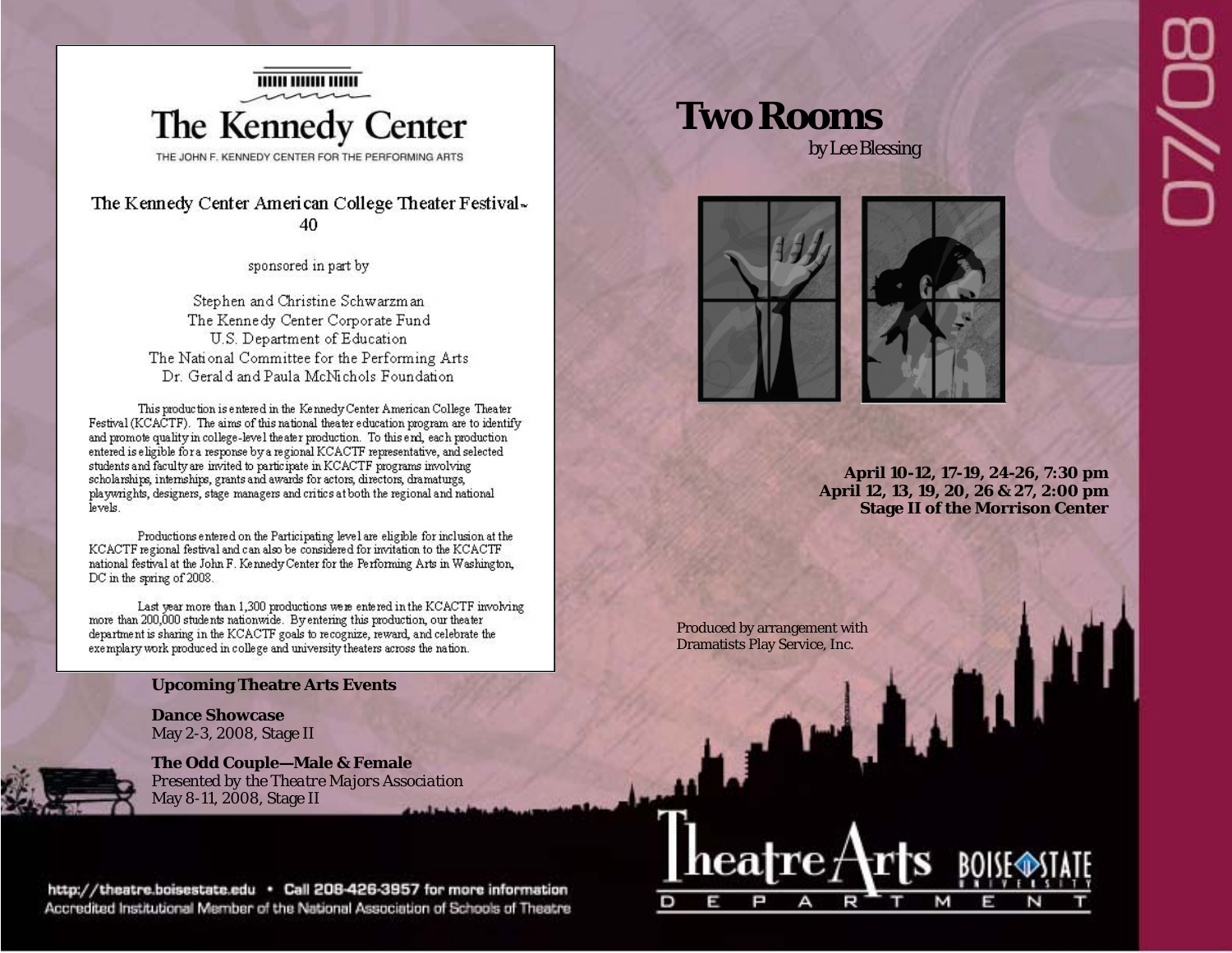# The Kennedy Center

THE JOHN F. KENNEDY CENTER FOR THE PERFORMING ARTS

The Kennedy Center American College Theater Festival™ 40

sponsored in part by

Stephen and Christine Schwarzman
The Kennedy Center Corporate Fund
U.S. Department of Education
The National Committee for the Performing Arts
Dr. Gerald and Paula McNichols Foundation

This production is entered in the Kennedy Center American College Theater Festival (KCACTF). The aims of this national theater education program are to identify and promote quality in college-level theater production. To this end, each production entered is eligible for a response by a regional KCACTF representative, and selected students and faculty are invited to participate in KCACTF programs involving scholarships, internships, grants and awards for actors, directors, dramaturgs, playwrights, designers, stage managers and critics at both the regional and national levels.

Productions entered on the Participating level are eligible for inclusion at the KCACTF regional festival and can also be considered for invitation to the KCACTF national festival at the John F. Kennedy Center for the Performing Arts in Washington, DC in the spring of 2008.

Last year more than 1,300 productions were entered in the KCACTF involving more than 200,000 students nationwide. By entering this production, our theater department is sharing in the KCACTF goals to recognize, reward, and celebrate the exemplary work produced in college and university theaters across the nation.

**Upcoming Theatre Arts Events**

**Dance Showcase**
May 2-3, 2008, Stage II

**The Odd Couple—Male & Female**
*Presented by the Theatre Majors Association*
May 8-11, 2008, Stage II

http://theatre.boisestate.edu • Call 208-426-3957 for more information
Accredited Institutional Member of the National Association of Schools of Theatre

# Two Rooms

by Lee Blessing

**April 10-12, 17-19, 24-26, 7:30 pm**
**April 12, 13, 19, 20, 26 & 27, 2:00 pm**
**Stage II of the Morrison Center**

Produced by arrangement with
Dramatists Play Service, Inc.

Theatre Arts Department
Boise State University

07/08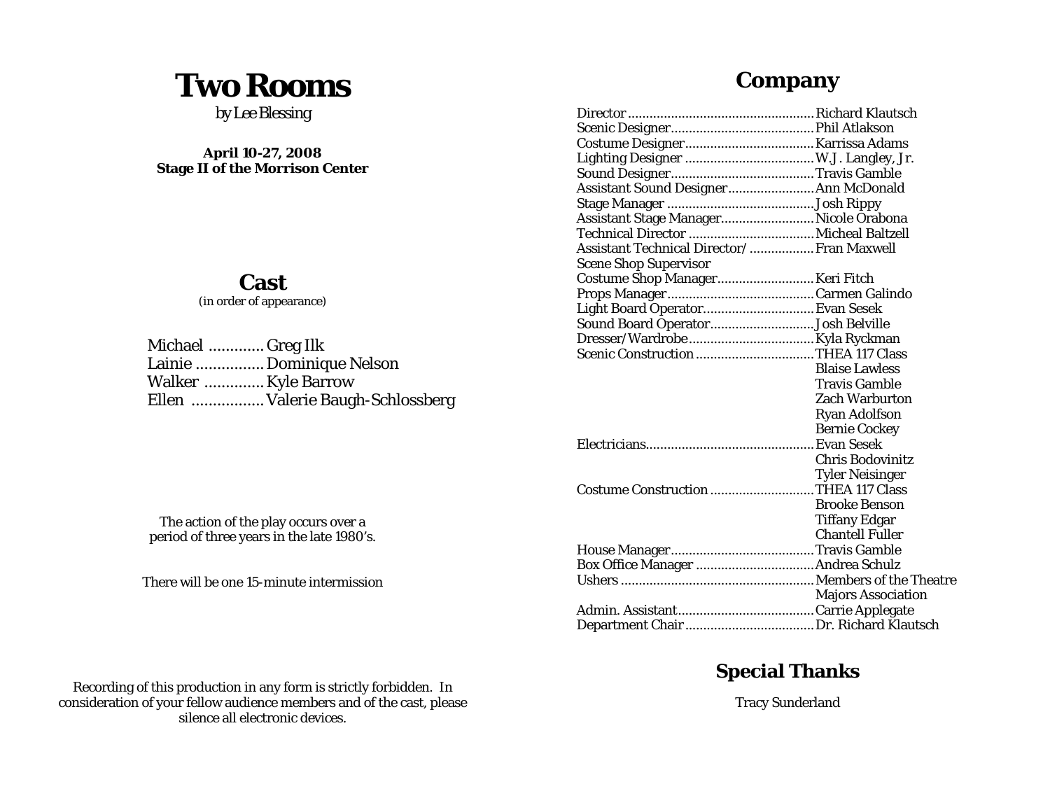# Two Rooms

by Lee Blessing

**April 10-27, 2008**
**Stage II of the Morrison Center**

## Cast

(in order of appearance)

| | |
|---|---|
| Michael | Greg Ilk |
| Lainie | Dominique Nelson |
| Walker | Kyle Barrow |
| Ellen | Valerie Baugh-Schlossberg |

The action of the play occurs over a period of three years in the late 1980's.

There will be one 15-minute intermission

Recording of this production in any form is strictly forbidden. In consideration of your fellow audience members and of the cast, please silence all electronic devices.

## Company

| | |
|---|---|
| Director | Richard Klautsch |
| Scenic Designer | Phil Atlakson |
| Costume Designer | Karrissa Adams |
| Lighting Designer | W.J. Langley, Jr. |
| Sound Designer | Travis Gamble |
| Assistant Sound Designer | Ann McDonald |
| Stage Manager | Josh Rippy |
| Assistant Stage Manager | Nicole Orabona |
| Technical Director | Micheal Baltzell |
| Assistant Technical Director/ Scene Shop Supervisor | Fran Maxwell |
| Costume Shop Manager | Keri Fitch |
| Props Manager | Carmen Galindo |
| Light Board Operator | Evan Sesek |
| Sound Board Operator | Josh Belville |
| Dresser/Wardrobe | Kyla Ryckman |
| Scenic Construction | THEA 117 Class |
| | Blaise Lawless |
| | Travis Gamble |
| | Zach Warburton |
| | Ryan Adolfson |
| | Bernie Cockey |
| Electricians | Evan Sesek |
| | Chris Bodovinitz |
| | Tyler Neisinger |
| Costume Construction | THEA 117 Class |
| | Brooke Benson |
| | Tiffany Edgar |
| | Chantell Fuller |
| House Manager | Travis Gamble |
| Box Office Manager | Andrea Schulz |
| Ushers | Members of the Theatre Majors Association |
| Admin. Assistant | Carrie Applegate |
| Department Chair | Dr. Richard Klautsch |

## Special Thanks

Tracy Sunderland